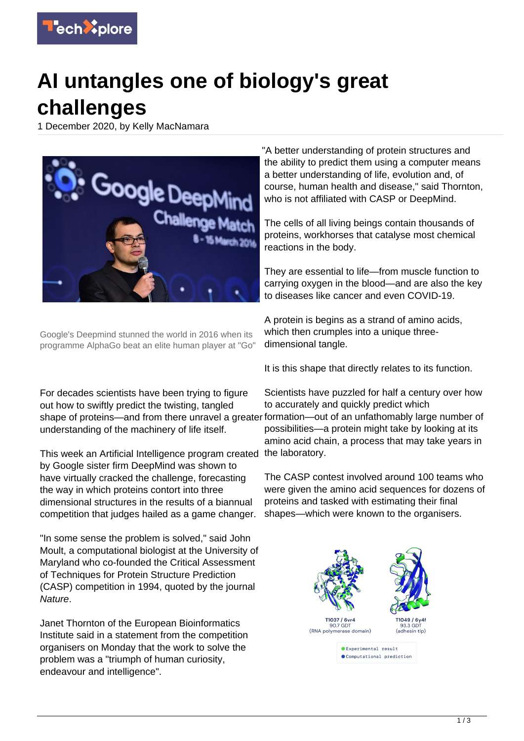# AI untangles one of biology's great challenges

1 December 2020, by Kelly MacNamara

Google's Deepmind stunned the world in 2016 when its programme AlphaGo beat an elite human player at "Go"

For decades scientists have been trying to figure out how to swiftly predict the twisting, tangled shape of proteins—and from there unravel a greater understanding of the machinery of life itself.

This week an Artificial Intelligence program created by Google sister firm DeepMind was shown to have virtually cracked the challenge, forecasting the way in which proteins contort into three dimensional structures in the results of a biannual competition that judges hailed as a game changer.

"In some sense the problem is solved," said John Moult, a computational biologist at the University of Maryland who co-founded the Critical Assessment of Techniques for Protein Structure Prediction (CASP) competition in 1994, quoted by the journal *Nature*.

Janet Thornton of the European Bioinformatics Institute said in a statement from the competition organisers on Monday that the work to solve the problem was a "triumph of human curiosity, endeavour and intelligence".

"A better understanding of protein structures and the ability to predict them using a computer means a better understanding of life, evolution and, of course, human health and disease," said Thornton, who is not affiliated with CASP or DeepMind.

The cells of all living beings contain thousands of proteins, workhorses that catalyse most chemical reactions in the body.

They are essential to life—from muscle function to carrying oxygen in the blood—and are also the key to diseases like cancer and even COVID-19.

A protein is begins as a strand of amino acids, which then crumples into a unique three-dimensional tangle.

It is this shape that directly relates to its function.

Scientists have puzzled for half a century over how to accurately and quickly predict which formation—out of an unfathomably large number of possibilities—a protein might take by looking at its amino acid chain, a process that may take years in the laboratory.

The CASP contest involved around 100 teams who were given the amino acid sequences for dozens of proteins and tasked with estimating their final shapes—which were known to the organisers.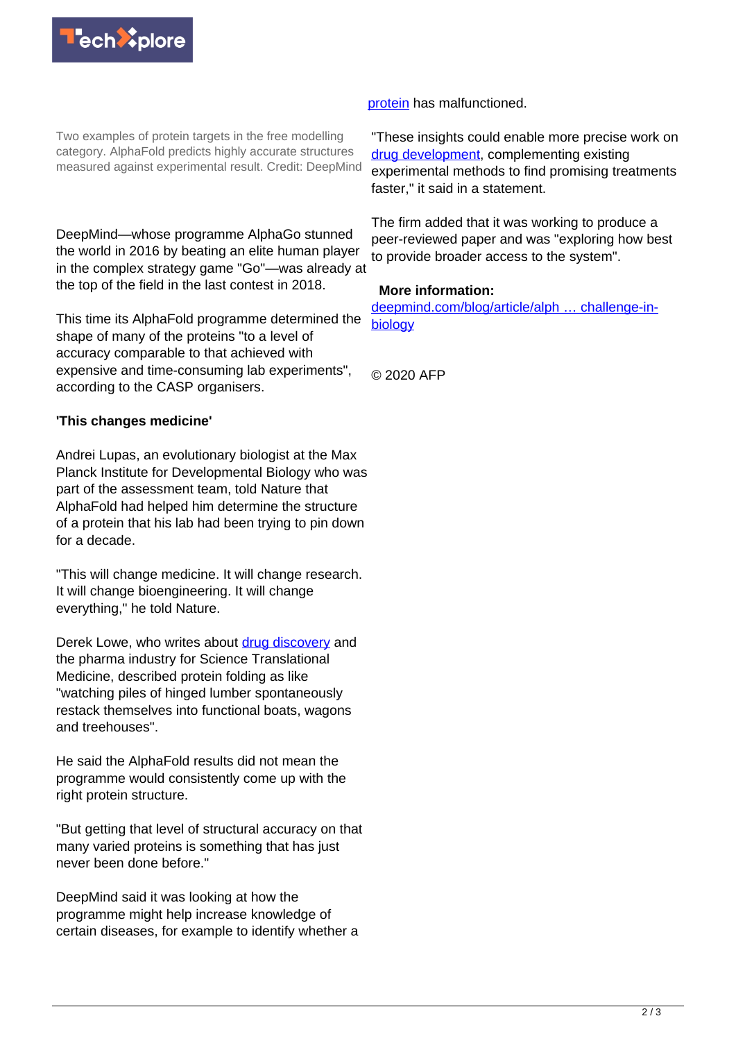Two examples of protein targets in the free modelling category. AlphaFold predicts highly accurate structures measured against experimental result. Credit: DeepMind

DeepMind—whose programme AlphaGo stunned the world in 2016 by beating an elite human player in the complex strategy game "Go"—was already at the top of the field in the last contest in 2018.

This time its AlphaFold programme determined the shape of many of the proteins "to a level of accuracy comparable to that achieved with expensive and time-consuming lab experiments", according to the CASP organisers.

**'This changes medicine'**

Andrei Lupas, an evolutionary biologist at the Max Planck Institute for Developmental Biology who was part of the assessment team, told Nature that AlphaFold had helped him determine the structure of a protein that his lab had been trying to pin down for a decade.

"This will change medicine. It will change research. It will change bioengineering. It will change everything," he told Nature.

Derek Lowe, who writes about drug discovery and the pharma industry for Science Translational Medicine, described protein folding as like "watching piles of hinged lumber spontaneously restack themselves into functional boats, wagons and treehouses".

He said the AlphaFold results did not mean the programme would consistently come up with the right protein structure.

"But getting that level of structural accuracy on that many varied proteins is something that has just never been done before."

DeepMind said it was looking at how the programme might help increase knowledge of certain diseases, for example to identify whether a protein has malfunctioned.

"These insights could enable more precise work on drug development, complementing existing experimental methods to find promising treatments faster," it said in a statement.

The firm added that it was working to produce a peer-reviewed paper and was "exploring how best to provide broader access to the system".

**More information:** deepmind.com/blog/article/alph … challenge-in-biology

© 2020 AFP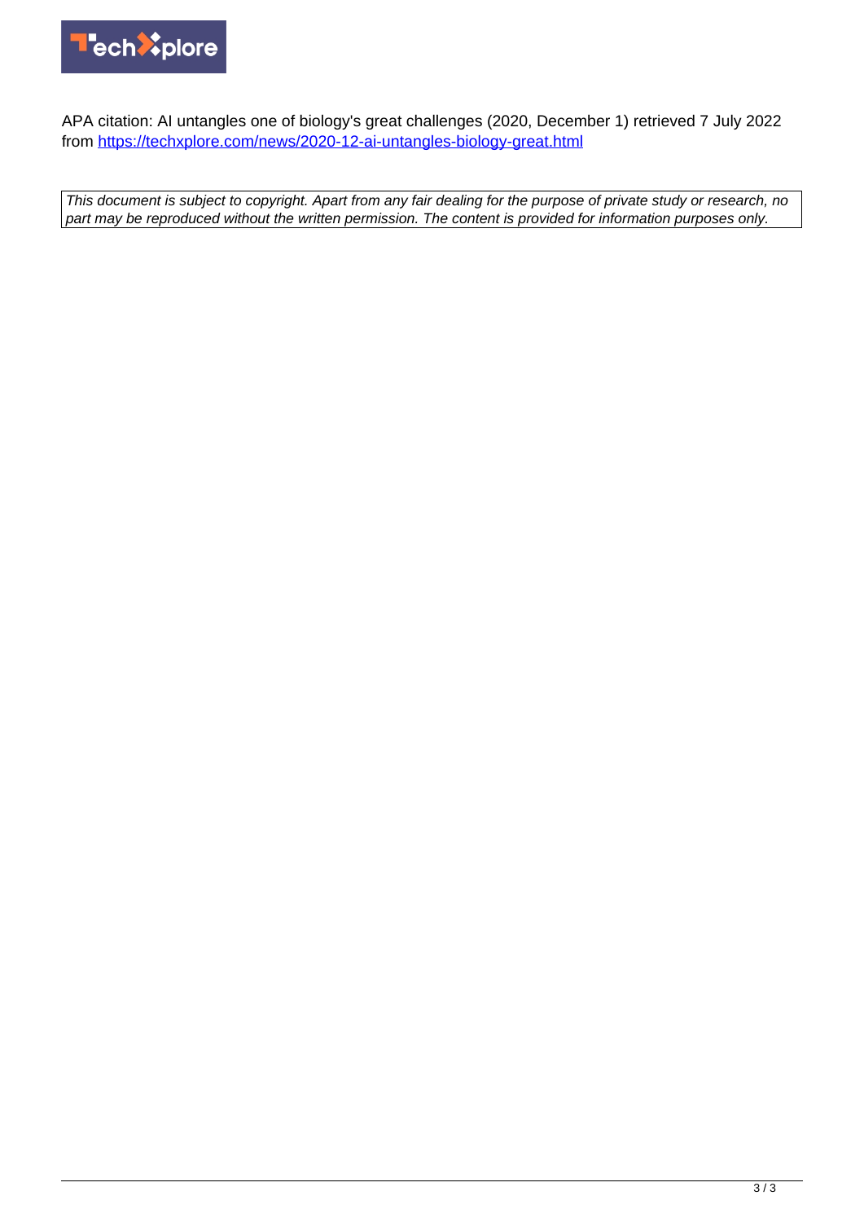APA citation: AI untangles one of biology's great challenges (2020, December 1) retrieved 7 July 2022 from https://techxplore.com/news/2020-12-ai-untangles-biology-great.html

*This document is subject to copyright. Apart from any fair dealing for the purpose of private study or research, no part may be reproduced without the written permission. The content is provided for information purposes only.*